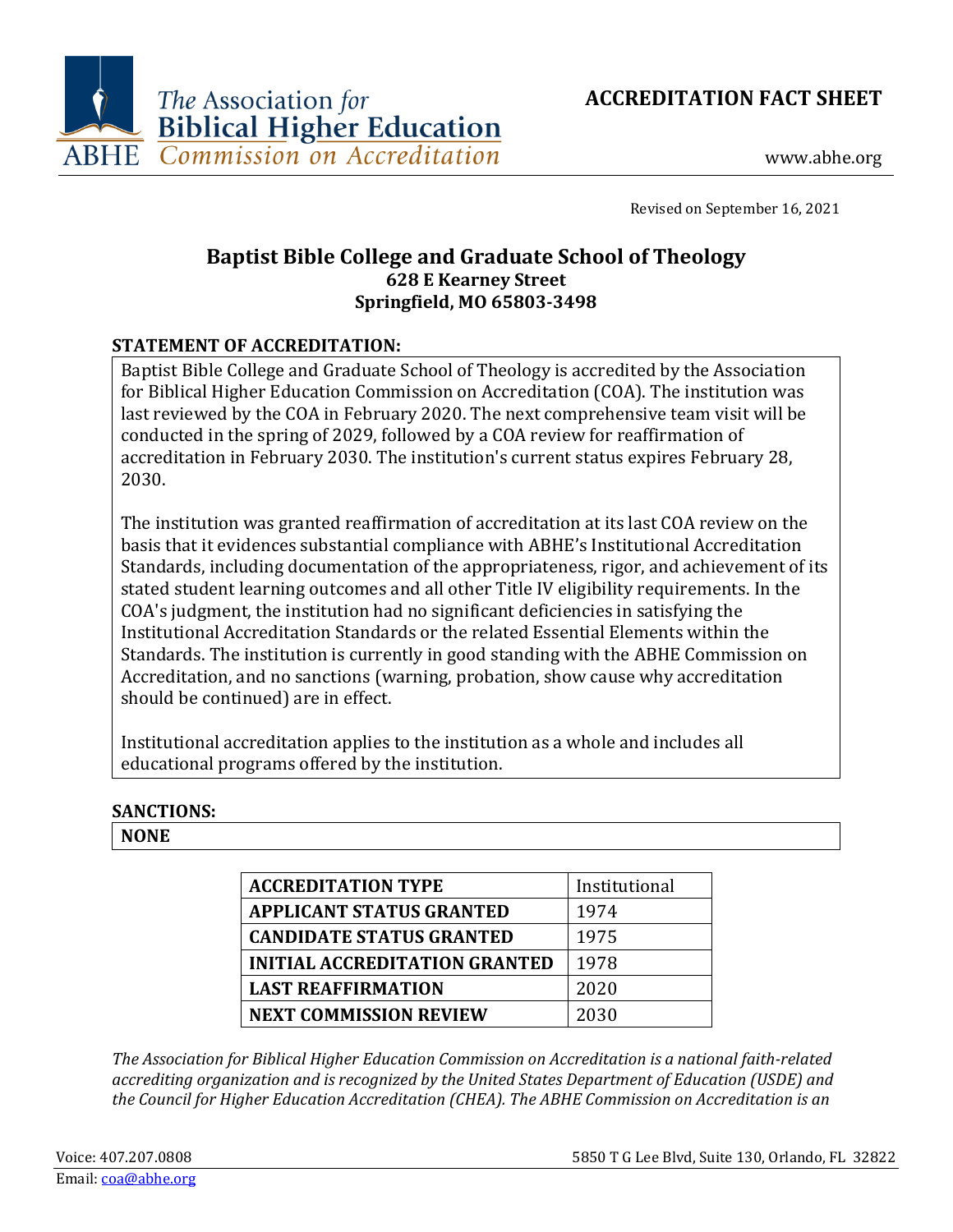The Association for Biblical Higher Education
ABHE Commission on Accreditation

# ACCREDITATION FACT SHEET

www.abhe.org

Revised on September 16, 2021

## Baptist Bible College and Graduate School of Theology

**628 E Kearney Street**
**Springfield, MO 65803-3498**

### STATEMENT OF ACCREDITATION:

Baptist Bible College and Graduate School of Theology is accredited by the Association for Biblical Higher Education Commission on Accreditation (COA). The institution was last reviewed by the COA in February 2020. The next comprehensive team visit will be conducted in the spring of 2029, followed by a COA review for reaffirmation of accreditation in February 2030. The institution's current status expires February 28, 2030.

The institution was granted reaffirmation of accreditation at its last COA review on the basis that it evidences substantial compliance with ABHE's Institutional Accreditation Standards, including documentation of the appropriateness, rigor, and achievement of its stated student learning outcomes and all other Title IV eligibility requirements. In the COA's judgment, the institution had no significant deficiencies in satisfying the Institutional Accreditation Standards or the related Essential Elements within the Standards. The institution is currently in good standing with the ABHE Commission on Accreditation, and no sanctions (warning, probation, show cause why accreditation should be continued) are in effect.

Institutional accreditation applies to the institution as a whole and includes all educational programs offered by the institution.

### SANCTIONS:

**NONE**

| **ACCREDITATION TYPE** | Institutional |
|---|---|
| **APPLICANT STATUS GRANTED** | 1974 |
| **CANDIDATE STATUS GRANTED** | 1975 |
| **INITIAL ACCREDITATION GRANTED** | 1978 |
| **LAST REAFFIRMATION** | 2020 |
| **NEXT COMMISSION REVIEW** | 2030 |

*The Association for Biblical Higher Education Commission on Accreditation is a national faith-related accrediting organization and is recognized by the United States Department of Education (USDE) and the Council for Higher Education Accreditation (CHEA). The ABHE Commission on Accreditation is an*

Voice: 407.207.0808
Email: coa@abhe.org

5850 T G Lee Blvd, Suite 130, Orlando, FL 32822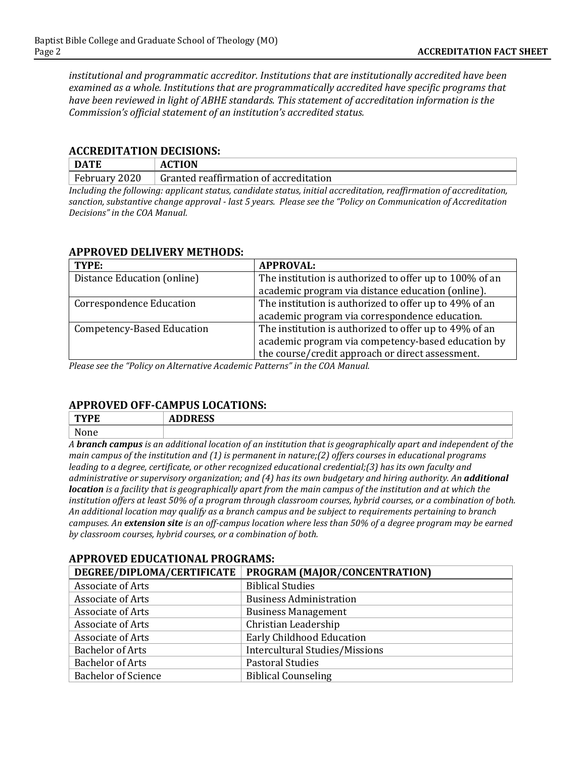*institutional and programmatic accreditor. Institutions that are institutionally accredited have been examined as a whole. Institutions that are programmatically accredited have specific programs that have been reviewed in light of ABHE standards. This statement of accreditation information is the Commission's official statement of an institution's accredited status.*

## ACCREDITATION DECISIONS:

| DATE | ACTION |
|---|---|
| February 2020 | Granted reaffirmation of accreditation |

*Including the following: applicant status, candidate status, initial accreditation, reaffirmation of accreditation, sanction, substantive change approval - last 5 years. Please see the "Policy on Communication of Accreditation Decisions" in the COA Manual.*

## APPROVED DELIVERY METHODS:

| TYPE: | APPROVAL: |
|---|---|
| Distance Education (online) | The institution is authorized to offer up to 100% of an academic program via distance education (online). |
| Correspondence Education | The institution is authorized to offer up to 49% of an academic program via correspondence education. |
| Competency-Based Education | The institution is authorized to offer up to 49% of an academic program via competency-based education by the course/credit approach or direct assessment. |

*Please see the "Policy on Alternative Academic Patterns" in the COA Manual.*

## APPROVED OFF-CAMPUS LOCATIONS:

| TYPE | ADDRESS |
|---|---|
| None | |

*A **branch campus** is an additional location of an institution that is geographically apart and independent of the main campus of the institution and (1) is permanent in nature;(2) offers courses in educational programs leading to a degree, certificate, or other recognized educational credential;(3) has its own faculty and administrative or supervisory organization; and (4) has its own budgetary and hiring authority. An **additional location** is a facility that is geographically apart from the main campus of the institution and at which the institution offers at least 50% of a program through classroom courses, hybrid courses, or a combination of both. An additional location may qualify as a branch campus and be subject to requirements pertaining to branch campuses. An **extension site** is an off-campus location where less than 50% of a degree program may be earned by classroom courses, hybrid courses, or a combination of both.*

## APPROVED EDUCATIONAL PROGRAMS:

| DEGREE/DIPLOMA/CERTIFICATE | PROGRAM (MAJOR/CONCENTRATION) |
|---|---|
| Associate of Arts | Biblical Studies |
| Associate of Arts | Business Administration |
| Associate of Arts | Business Management |
| Associate of Arts | Christian Leadership |
| Associate of Arts | Early Childhood Education |
| Bachelor of Arts | Intercultural Studies/Missions |
| Bachelor of Arts | Pastoral Studies |
| Bachelor of Science | Biblical Counseling |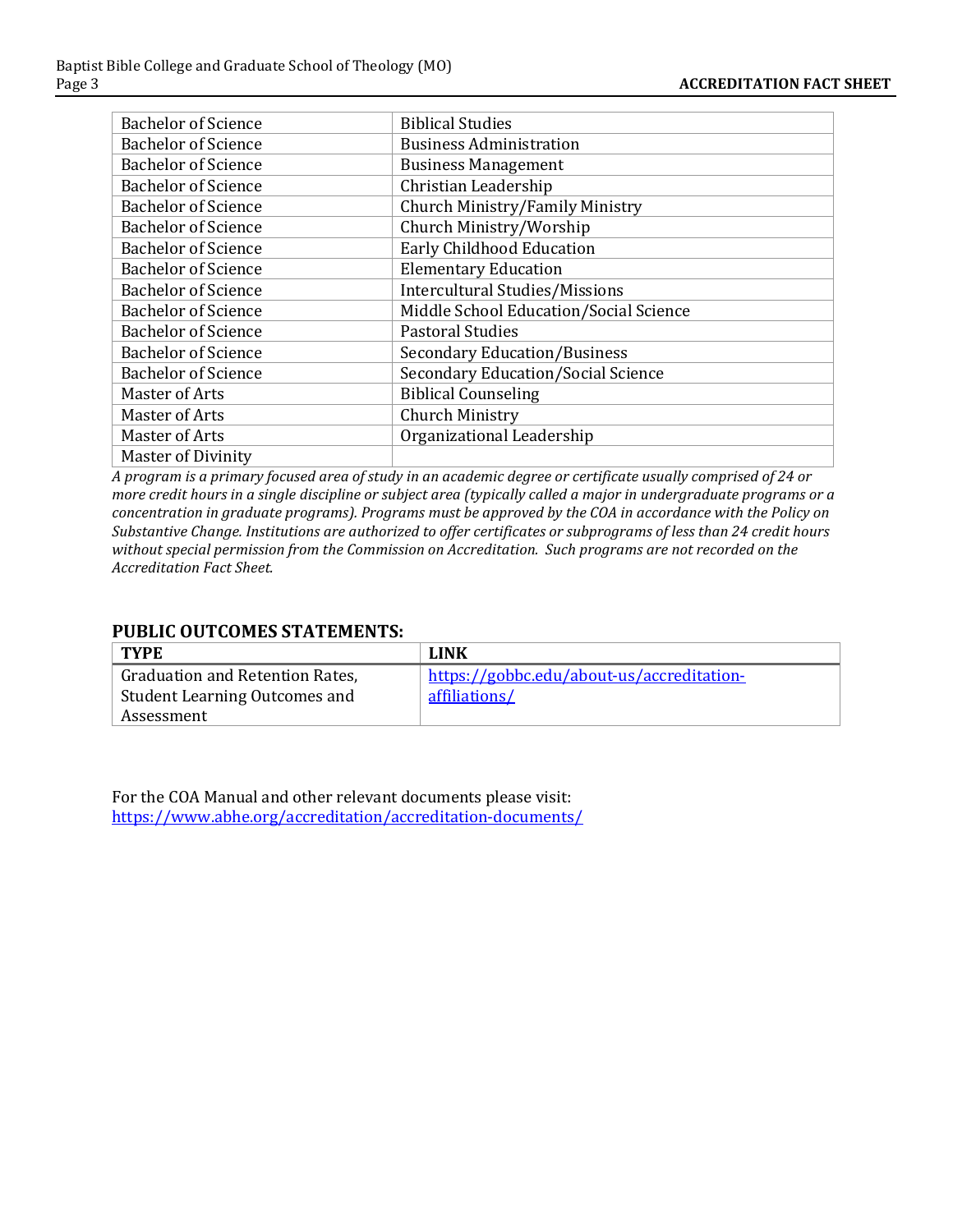| | |
|---|---|
| Bachelor of Science | Biblical Studies |
| Bachelor of Science | Business Administration |
| Bachelor of Science | Business Management |
| Bachelor of Science | Christian Leadership |
| Bachelor of Science | Church Ministry/Family Ministry |
| Bachelor of Science | Church Ministry/Worship |
| Bachelor of Science | Early Childhood Education |
| Bachelor of Science | Elementary Education |
| Bachelor of Science | Intercultural Studies/Missions |
| Bachelor of Science | Middle School Education/Social Science |
| Bachelor of Science | Pastoral Studies |
| Bachelor of Science | Secondary Education/Business |
| Bachelor of Science | Secondary Education/Social Science |
| Master of Arts | Biblical Counseling |
| Master of Arts | Church Ministry |
| Master of Arts | Organizational Leadership |
| Master of Divinity | |

*A program is a primary focused area of study in an academic degree or certificate usually comprised of 24 or more credit hours in a single discipline or subject area (typically called a major in undergraduate programs or a concentration in graduate programs). Programs must be approved by the COA in accordance with the Policy on Substantive Change. Institutions are authorized to offer certificates or subprograms of less than 24 credit hours without special permission from the Commission on Accreditation. Such programs are not recorded on the Accreditation Fact Sheet.*

## PUBLIC OUTCOMES STATEMENTS:

| TYPE | LINK |
|---|---|
| Graduation and Retention Rates, Student Learning Outcomes and Assessment | https://gobbc.edu/about-us/accreditation-affiliations/ |

For the COA Manual and other relevant documents please visit:
https://www.abhe.org/accreditation/accreditation-documents/